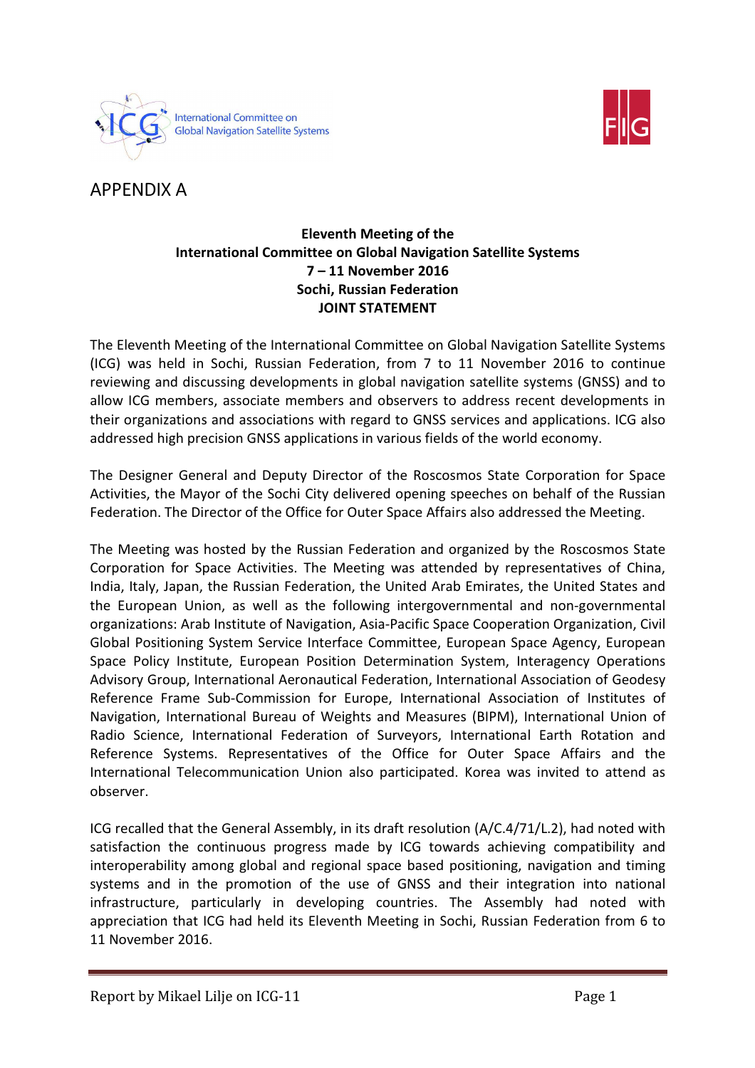# APPENDIX A

**Eleventh Meeting of the**
**International Committee on Global Navigation Satellite Systems**
**7 – 11 November 2016**
**Sochi, Russian Federation**
**JOINT STATEMENT**

The Eleventh Meeting of the International Committee on Global Navigation Satellite Systems (ICG) was held in Sochi, Russian Federation, from 7 to 11 November 2016 to continue reviewing and discussing developments in global navigation satellite systems (GNSS) and to allow ICG members, associate members and observers to address recent developments in their organizations and associations with regard to GNSS services and applications. ICG also addressed high precision GNSS applications in various fields of the world economy.

The Designer General and Deputy Director of the Roscosmos State Corporation for Space Activities, the Mayor of the Sochi City delivered opening speeches on behalf of the Russian Federation. The Director of the Office for Outer Space Affairs also addressed the Meeting.

The Meeting was hosted by the Russian Federation and organized by the Roscosmos State Corporation for Space Activities. The Meeting was attended by representatives of China, India, Italy, Japan, the Russian Federation, the United Arab Emirates, the United States and the European Union, as well as the following intergovernmental and non-governmental organizations: Arab Institute of Navigation, Asia-Pacific Space Cooperation Organization, Civil Global Positioning System Service Interface Committee, European Space Agency, European Space Policy Institute, European Position Determination System, Interagency Operations Advisory Group, International Aeronautical Federation, International Association of Geodesy Reference Frame Sub-Commission for Europe, International Association of Institutes of Navigation, International Bureau of Weights and Measures (BIPM), International Union of Radio Science, International Federation of Surveyors, International Earth Rotation and Reference Systems. Representatives of the Office for Outer Space Affairs and the International Telecommunication Union also participated. Korea was invited to attend as observer.

ICG recalled that the General Assembly, in its draft resolution (A/C.4/71/L.2), had noted with satisfaction the continuous progress made by ICG towards achieving compatibility and interoperability among global and regional space based positioning, navigation and timing systems and in the promotion of the use of GNSS and their integration into national infrastructure, particularly in developing countries. The Assembly had noted with appreciation that ICG had held its Eleventh Meeting in Sochi, Russian Federation from 6 to 11 November 2016.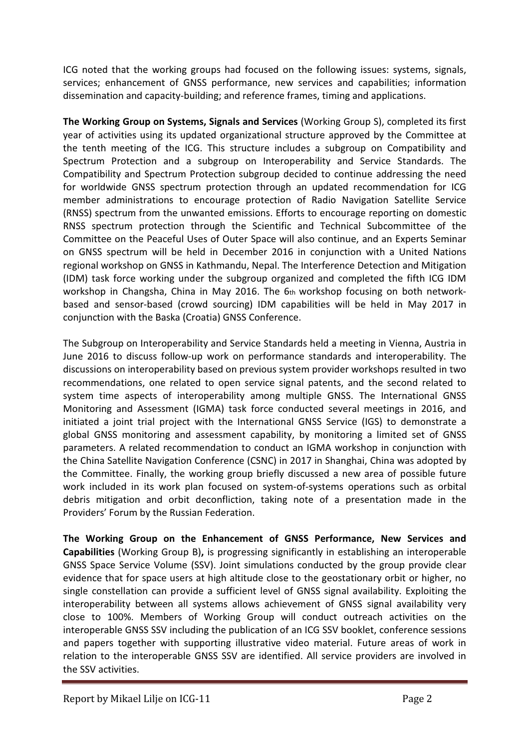ICG noted that the working groups had focused on the following issues: systems, signals, services; enhancement of GNSS performance, new services and capabilities; information dissemination and capacity-building; and reference frames, timing and applications.

**The Working Group on Systems, Signals and Services** (Working Group S), completed its first year of activities using its updated organizational structure approved by the Committee at the tenth meeting of the ICG. This structure includes a subgroup on Compatibility and Spectrum Protection and a subgroup on Interoperability and Service Standards. The Compatibility and Spectrum Protection subgroup decided to continue addressing the need for worldwide GNSS spectrum protection through an updated recommendation for ICG member administrations to encourage protection of Radio Navigation Satellite Service (RNSS) spectrum from the unwanted emissions. Efforts to encourage reporting on domestic RNSS spectrum protection through the Scientific and Technical Subcommittee of the Committee on the Peaceful Uses of Outer Space will also continue, and an Experts Seminar on GNSS spectrum will be held in December 2016 in conjunction with a United Nations regional workshop on GNSS in Kathmandu, Nepal. The Interference Detection and Mitigation (IDM) task force working under the subgroup organized and completed the fifth ICG IDM workshop in Changsha, China in May 2016. The 6th workshop focusing on both network-based and sensor-based (crowd sourcing) IDM capabilities will be held in May 2017 in conjunction with the Baska (Croatia) GNSS Conference.

The Subgroup on Interoperability and Service Standards held a meeting in Vienna, Austria in June 2016 to discuss follow-up work on performance standards and interoperability. The discussions on interoperability based on previous system provider workshops resulted in two recommendations, one related to open service signal patents, and the second related to system time aspects of interoperability among multiple GNSS. The International GNSS Monitoring and Assessment (IGMA) task force conducted several meetings in 2016, and initiated a joint trial project with the International GNSS Service (IGS) to demonstrate a global GNSS monitoring and assessment capability, by monitoring a limited set of GNSS parameters. A related recommendation to conduct an IGMA workshop in conjunction with the China Satellite Navigation Conference (CSNC) in 2017 in Shanghai, China was adopted by the Committee. Finally, the working group briefly discussed a new area of possible future work included in its work plan focused on system-of-systems operations such as orbital debris mitigation and orbit deconfliction, taking note of a presentation made in the Providers' Forum by the Russian Federation.

**The Working Group on the Enhancement of GNSS Performance, New Services and Capabilities** (Working Group B)**,** is progressing significantly in establishing an interoperable GNSS Space Service Volume (SSV). Joint simulations conducted by the group provide clear evidence that for space users at high altitude close to the geostationary orbit or higher, no single constellation can provide a sufficient level of GNSS signal availability. Exploiting the interoperability between all systems allows achievement of GNSS signal availability very close to 100%. Members of Working Group will conduct outreach activities on the interoperable GNSS SSV including the publication of an ICG SSV booklet, conference sessions and papers together with supporting illustrative video material. Future areas of work in relation to the interoperable GNSS SSV are identified. All service providers are involved in the SSV activities.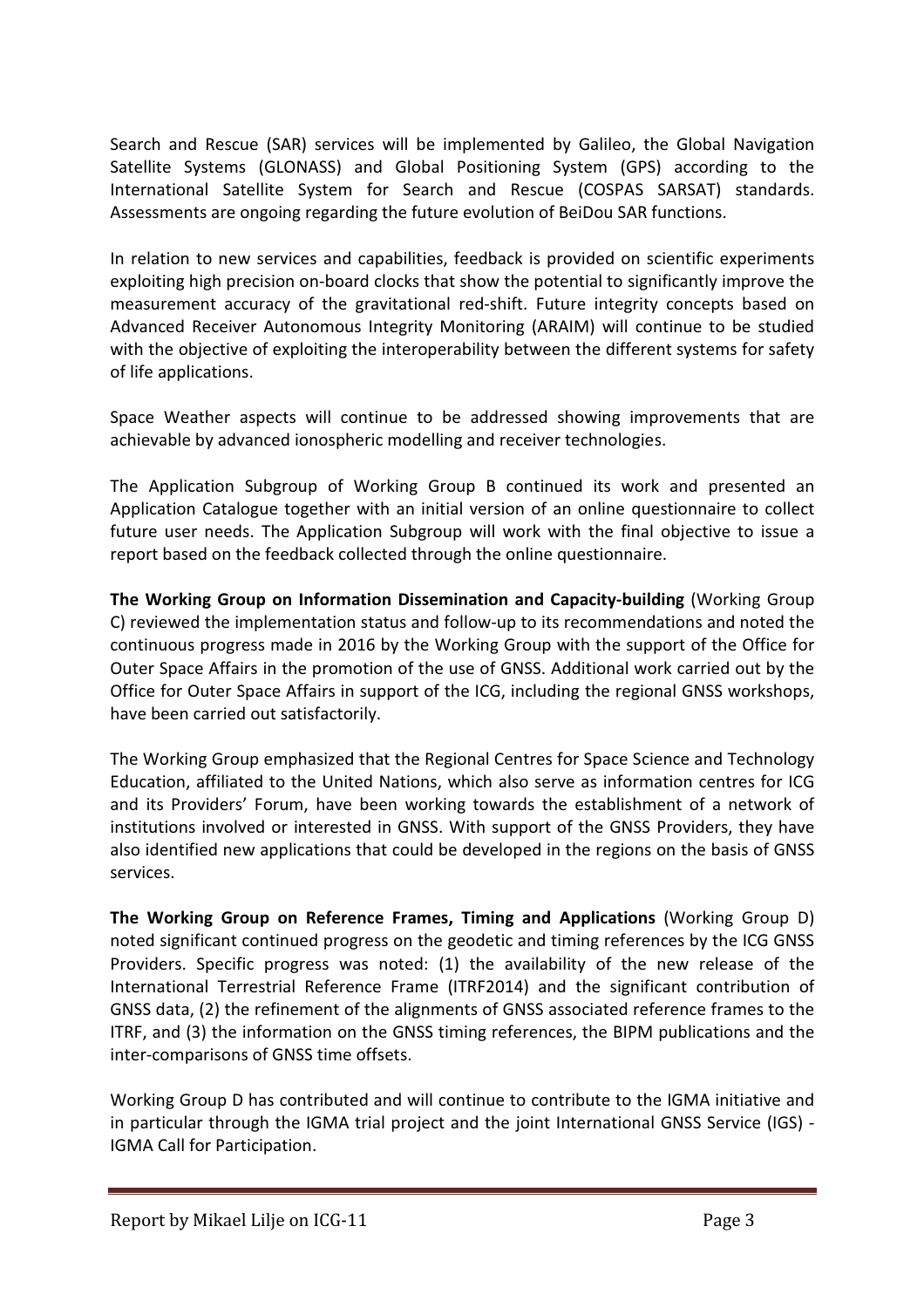Search and Rescue (SAR) services will be implemented by Galileo, the Global Navigation Satellite Systems (GLONASS) and Global Positioning System (GPS) according to the International Satellite System for Search and Rescue (COSPAS SARSAT) standards. Assessments are ongoing regarding the future evolution of BeiDou SAR functions.

In relation to new services and capabilities, feedback is provided on scientific experiments exploiting high precision on-board clocks that show the potential to significantly improve the measurement accuracy of the gravitational red-shift. Future integrity concepts based on Advanced Receiver Autonomous Integrity Monitoring (ARAIM) will continue to be studied with the objective of exploiting the interoperability between the different systems for safety of life applications.

Space Weather aspects will continue to be addressed showing improvements that are achievable by advanced ionospheric modelling and receiver technologies.

The Application Subgroup of Working Group B continued its work and presented an Application Catalogue together with an initial version of an online questionnaire to collect future user needs. The Application Subgroup will work with the final objective to issue a report based on the feedback collected through the online questionnaire.

**The Working Group on Information Dissemination and Capacity-building** (Working Group C) reviewed the implementation status and follow-up to its recommendations and noted the continuous progress made in 2016 by the Working Group with the support of the Office for Outer Space Affairs in the promotion of the use of GNSS. Additional work carried out by the Office for Outer Space Affairs in support of the ICG, including the regional GNSS workshops, have been carried out satisfactorily.

The Working Group emphasized that the Regional Centres for Space Science and Technology Education, affiliated to the United Nations, which also serve as information centres for ICG and its Providers' Forum, have been working towards the establishment of a network of institutions involved or interested in GNSS. With support of the GNSS Providers, they have also identified new applications that could be developed in the regions on the basis of GNSS services.

**The Working Group on Reference Frames, Timing and Applications** (Working Group D) noted significant continued progress on the geodetic and timing references by the ICG GNSS Providers. Specific progress was noted: (1) the availability of the new release of the International Terrestrial Reference Frame (ITRF2014) and the significant contribution of GNSS data, (2) the refinement of the alignments of GNSS associated reference frames to the ITRF, and (3) the information on the GNSS timing references, the BIPM publications and the inter-comparisons of GNSS time offsets.

Working Group D has contributed and will continue to contribute to the IGMA initiative and in particular through the IGMA trial project and the joint International GNSS Service (IGS) - IGMA Call for Participation.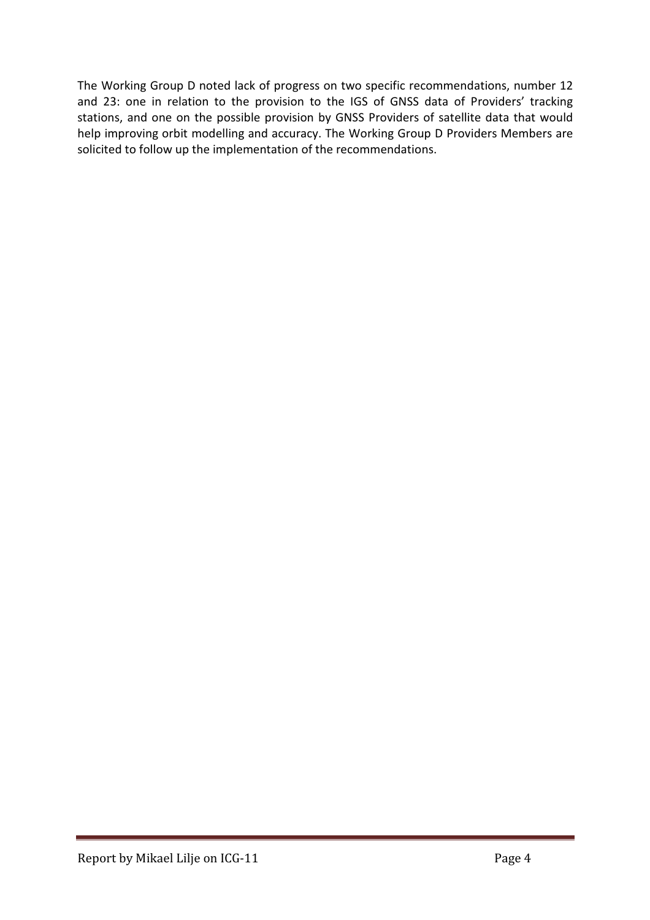The Working Group D noted lack of progress on two specific recommendations, number 12 and 23: one in relation to the provision to the IGS of GNSS data of Providers' tracking stations, and one on the possible provision by GNSS Providers of satellite data that would help improving orbit modelling and accuracy. The Working Group D Providers Members are solicited to follow up the implementation of the recommendations.